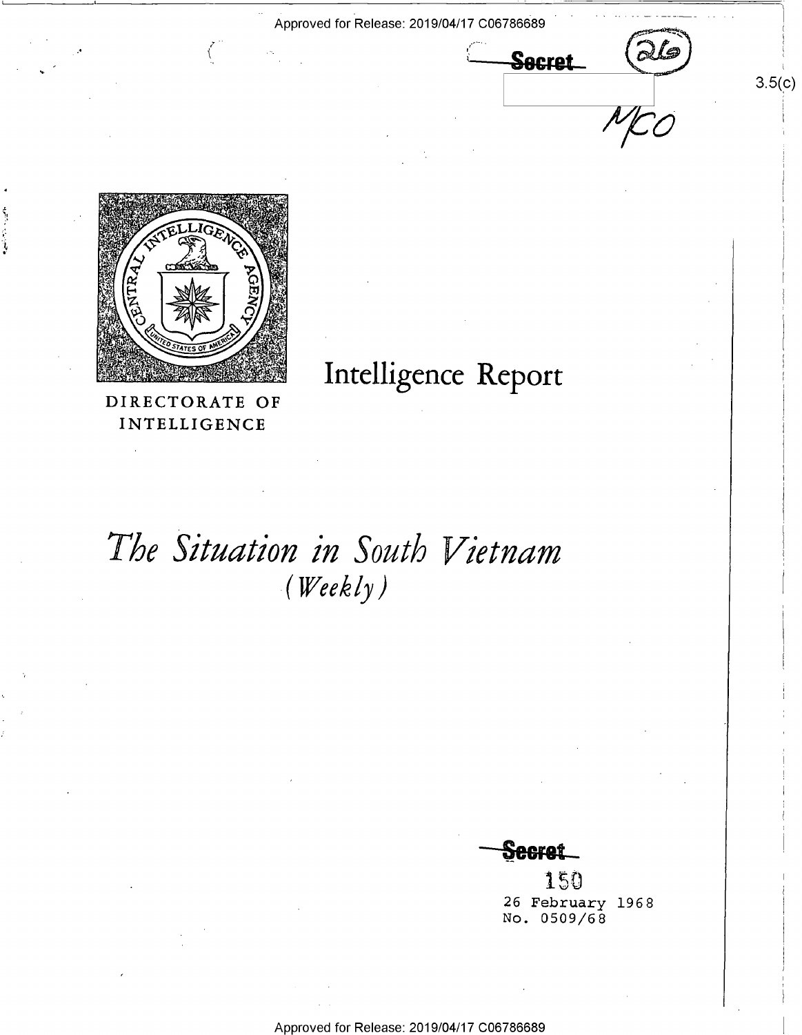Approved for Release: 2019/04/17 C06786689

~~Secret~~ (26)

3.5(c)

MCO

DIRECTORATE OF INTELLIGENCE

# Intelligence Report

# *The Situation in South Vietnam*
## *(Weekly)*

~~Secret~~

150

26 February 1968
No. 0509/68

Approved for Release: 2019/04/17 C06786689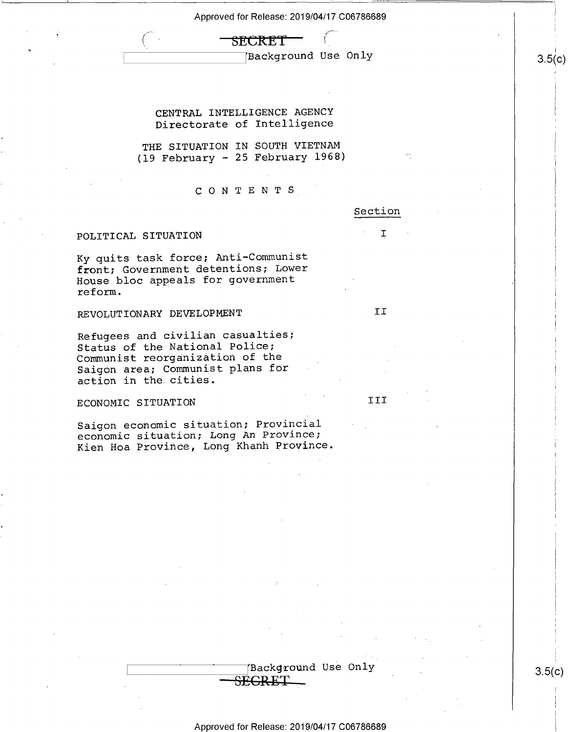SECRET

Background Use Only

CENTRAL INTELLIGENCE AGENCY
Directorate of Intelligence

# THE SITUATION IN SOUTH VIETNAM
(19 February - 25 February 1968)

## CONTENTS

| | Section |
|---|---|
| POLITICAL SITUATION | I |
| Ky quits task force; Anti-Communist front; Government detentions; Lower House bloc appeals for government reform. | |
| REVOLUTIONARY DEVELOPMENT | II |
| Refugees and civilian casualties; Status of the National Police; Communist reorganization of the Saigon area; Communist plans for action in the cities. | |
| ECONOMIC SITUATION | III |
| Saigon economic situation; Provincial economic situation; Long An Province; Kien Hoa Province, Long Khanh Province. | |

Background Use Only

SECRET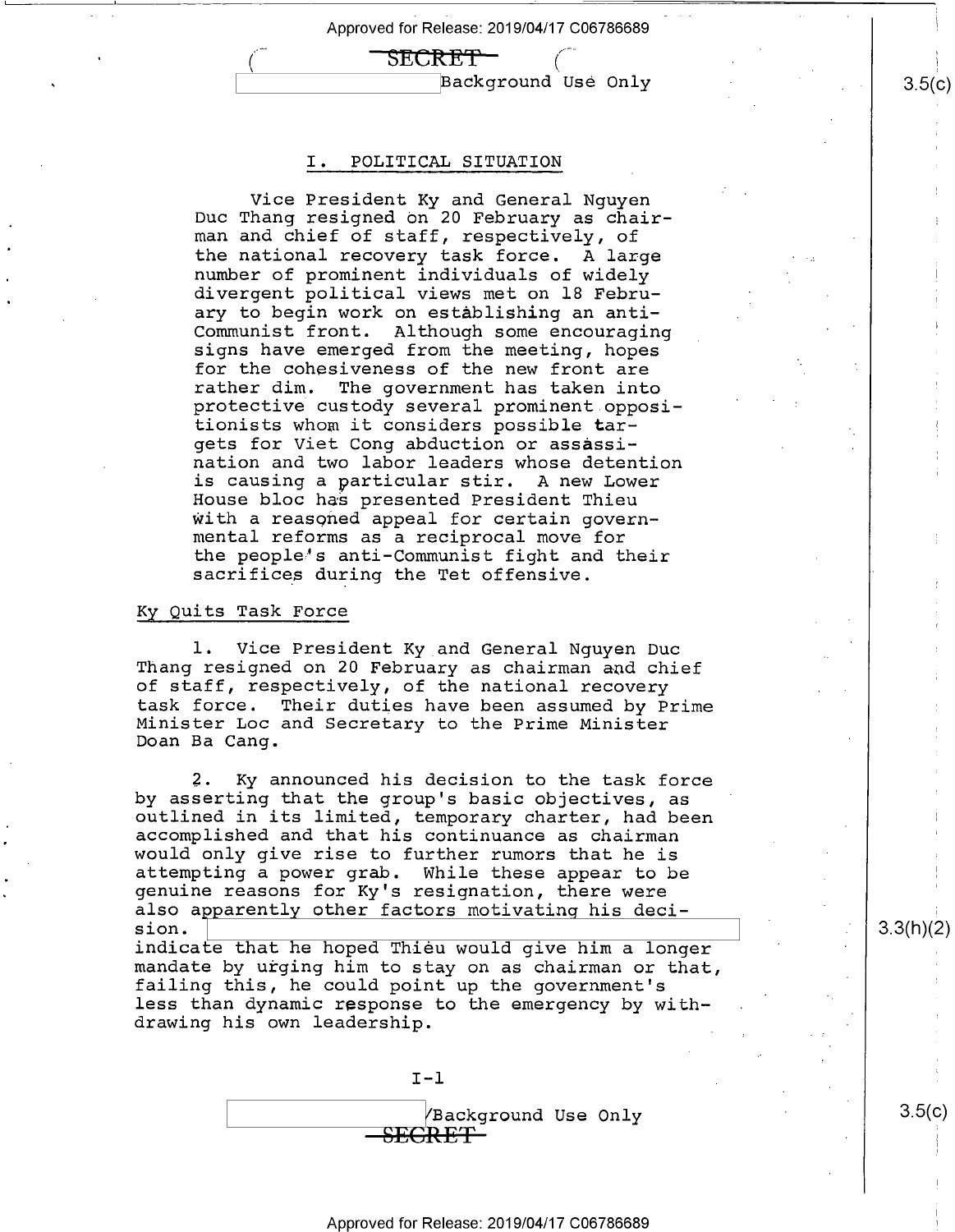# I. POLITICAL SITUATION

Vice President Ky and General Nguyen Duc Thang resigned on 20 February as chairman and chief of staff, respectively, of the national recovery task force. A large number of prominent individuals of widely divergent political views met on 18 February to begin work on establishing an anti-Communist front. Although some encouraging signs have emerged from the meeting, hopes for the cohesiveness of the new front are rather dim. The government has taken into protective custody several prominent oppositionists whom it considers possible targets for Viet Cong abduction or assassination and two labor leaders whose detention is causing a particular stir. A new Lower House bloc has presented President Thieu with a reasoned appeal for certain governmental reforms as a reciprocal move for the people's anti-Communist fight and their sacrifices during the Tet offensive.

## Ky Quits Task Force

1. Vice President Ky and General Nguyen Duc Thang resigned on 20 February as chairman and chief of staff, respectively, of the national recovery task force. Their duties have been assumed by Prime Minister Loc and Secretary to the Prime Minister Doan Ba Cang.

2. Ky announced his decision to the task force by asserting that the group's basic objectives, as outlined in its limited, temporary charter, had been accomplished and that his continuance as chairman would only give rise to further rumors that he is attempting a power grab. While these appear to be genuine reasons for Ky's resignation, there were also apparently other factors motivating his decision. [redacted] indicate that he hoped Thieu would give him a longer mandate by urging him to stay on as chairman or that, failing this, he could point up the government's less than dynamic response to the emergency by withdrawing his own leadership.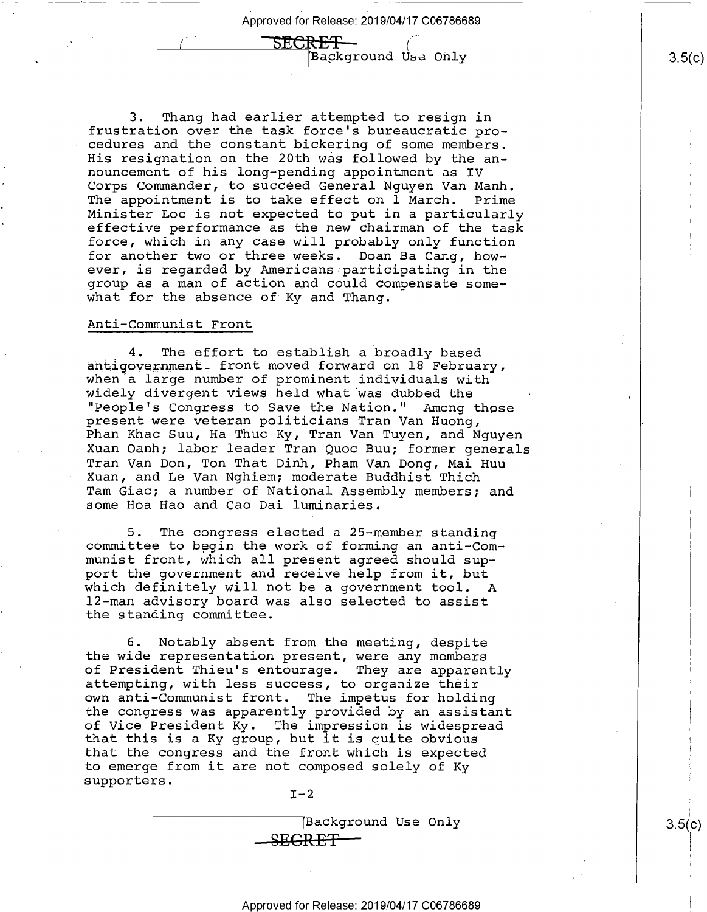3. Thang had earlier attempted to resign in frustration over the task force's bureaucratic procedures and the constant bickering of some members. His resignation on the 20th was followed by the announcement of his long-pending appointment as IV Corps Commander, to succeed General Nguyen Van Manh. The appointment is to take effect on 1 March. Prime Minister Loc is not expected to put in a particularly effective performance as the new chairman of the task force, which in any case will probably only function for another two or three weeks. Doan Ba Cang, however, is regarded by Americans participating in the group as a man of action and could compensate somewhat for the absence of Ky and Thang.

Anti-Communist Front

4. The effort to establish a broadly based antigovernment front moved forward on 18 February, when a large number of prominent individuals with widely divergent views held what was dubbed the "People's Congress to Save the Nation." Among those present were veteran politicians Tran Van Huong, Phan Khac Suu, Ha Thuc Ky, Tran Van Tuyen, and Nguyen Xuan Oanh; labor leader Tran Quoc Buu; former generals Tran Van Don, Ton That Dinh, Pham Van Dong, Mai Huu Xuan, and Le Van Nghiem; moderate Buddhist Thich Tam Giac; a number of National Assembly members; and some Hoa Hao and Cao Dai luminaries.

5. The congress elected a 25-member standing committee to begin the work of forming an anti-Communist front, which all present agreed should support the government and receive help from it, but which definitely will not be a government tool. A 12-man advisory board was also selected to assist the standing committee.

6. Notably absent from the meeting, despite the wide representation present, were any members of President Thieu's entourage. They are apparently attempting, with less success, to organize their own anti-Communist front. The impetus for holding the congress was apparently provided by an assistant of Vice President Ky. The impression is widespread that this is a Ky group, but it is quite obvious that the congress and the front which is expected to emerge from it are not composed solely of Ky supporters.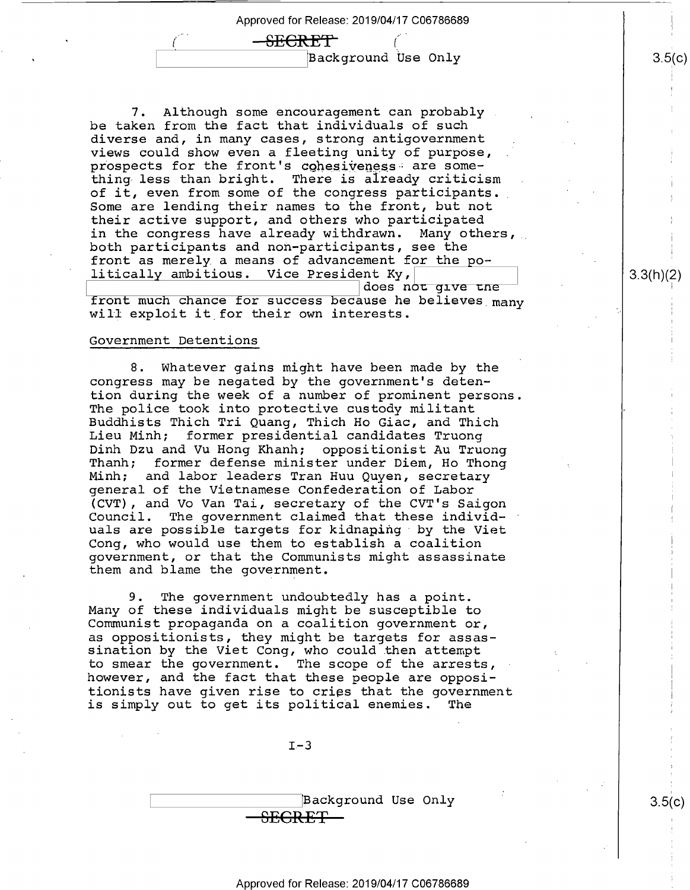7. Although some encouragement can probably be taken from the fact that individuals of such diverse and, in many cases, strong antigovernment views could show even a fleeting unity of purpose, prospects for the front's cohesiveness are something less than bright. There is already criticism of it, even from some of the congress participants. Some are lending their names to the front, but not their active support, and others who participated in the congress have already withdrawn. Many others, both participants and non-participants, see the front as merely a means of advancement for the politically ambitious. Vice President Ky, [redacted] does not give the front much chance for success because he believes many will exploit it for their own interests.

## Government Detentions

8. Whatever gains might have been made by the congress may be negated by the government's detention during the week of a number of prominent persons. The police took into protective custody militant Buddhists Thich Tri Quang, Thich Ho Giac, and Thich Lieu Minh; former presidential candidates Truong Dinh Dzu and Vu Hong Khanh; oppositionist Au Truong Thanh; former defense minister under Diem, Ho Thong Minh; and labor leaders Tran Huu Quyen, secretary general of the Vietnamese Confederation of Labor (CVT), and Vo Van Tai, secretary of the CVT's Saigon Council. The government claimed that these individuals are possible targets for kidnaping by the Viet Cong, who would use them to establish a coalition government, or that the Communists might assassinate them and blame the government.

9. The government undoubtedly has a point. Many of these individuals might be susceptible to Communist propaganda on a coalition government or, as oppositionists, they might be targets for assassination by the Viet Cong, who could then attempt to smear the government. The scope of the arrests, however, and the fact that these people are oppositionists have given rise to cries that the government is simply out to get its political enemies. The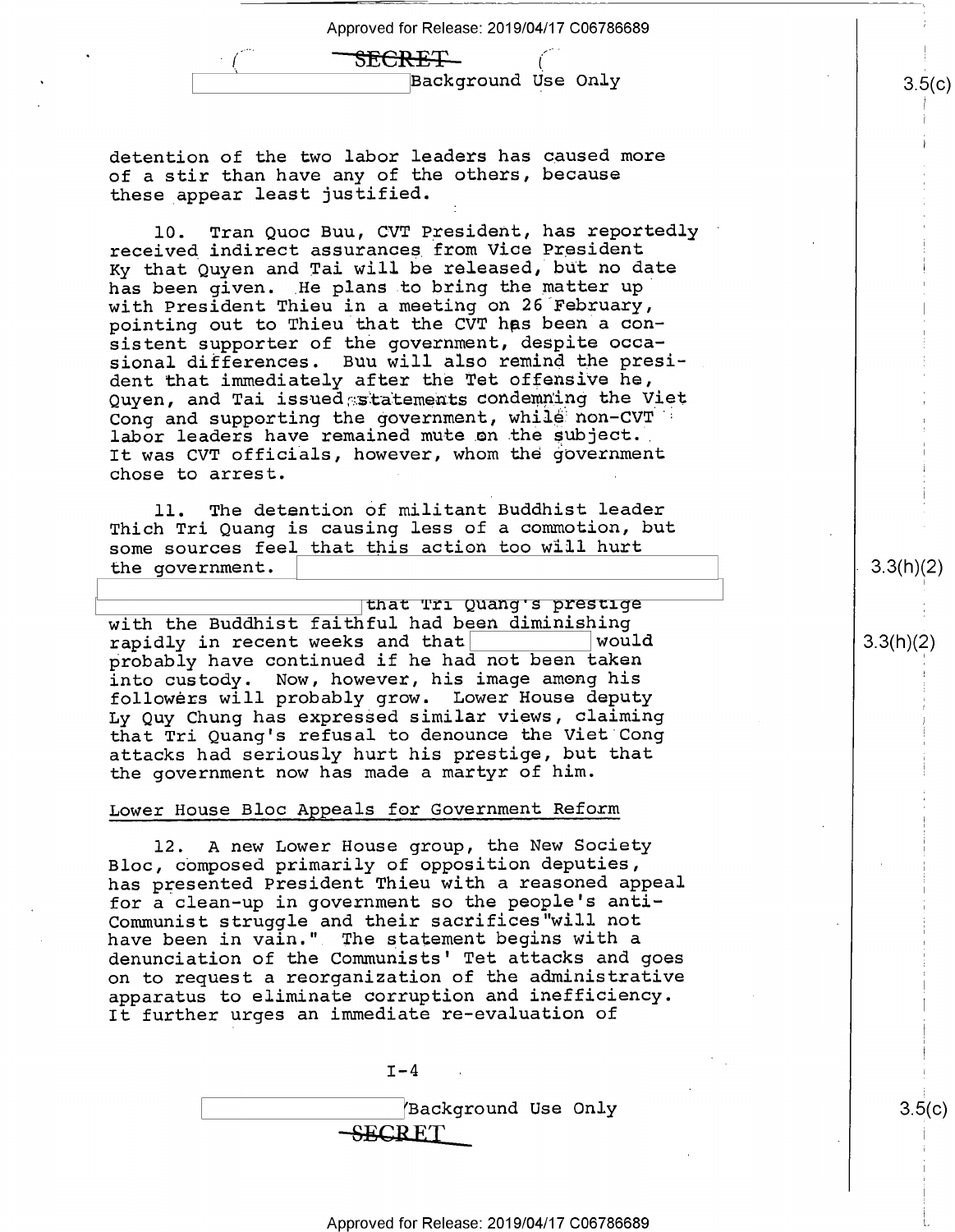detention of the two labor leaders has caused more of a stir than have any of the others, because these appear least justified.

10. Tran Quoc Buu, CVT President, has reportedly received indirect assurances from Vice President Ky that Quyen and Tai will be released, but no date has been given. He plans to bring the matter up with President Thieu in a meeting on 26 February, pointing out to Thieu that the CVT has been a consistent supporter of the government, despite occasional differences. Buu will also remind the president that immediately after the Tet offensive he, Quyen, and Tai issued statements condemning the Viet Cong and supporting the government, while non-CVT labor leaders have remained mute on the subject. It was CVT officials, however, whom the government chose to arrest.

11. The detention of militant Buddhist leader Thich Tri Quang is causing less of a commotion, but some sources feel that this action too will hurt the government. [redacted] that Tri Quang's prestige with the Buddhist faithful had been diminishing rapidly in recent weeks and that [redacted] would probably have continued if he had not been taken into custody. Now, however, his image among his followers will probably grow. Lower House deputy Ly Quy Chung has expressed similar views, claiming that Tri Quang's refusal to denounce the Viet Cong attacks had seriously hurt his prestige, but that the government now has made a martyr of him.

## Lower House Bloc Appeals for Government Reform

12. A new Lower House group, the New Society Bloc, composed primarily of opposition deputies, has presented President Thieu with a reasoned appeal for a clean-up in government so the people's anti-Communist struggle and their sacrifices "will not have been in vain." The statement begins with a denunciation of the Communists' Tet attacks and goes on to request a reorganization of the administrative apparatus to eliminate corruption and inefficiency. It further urges an immediate re-evaluation of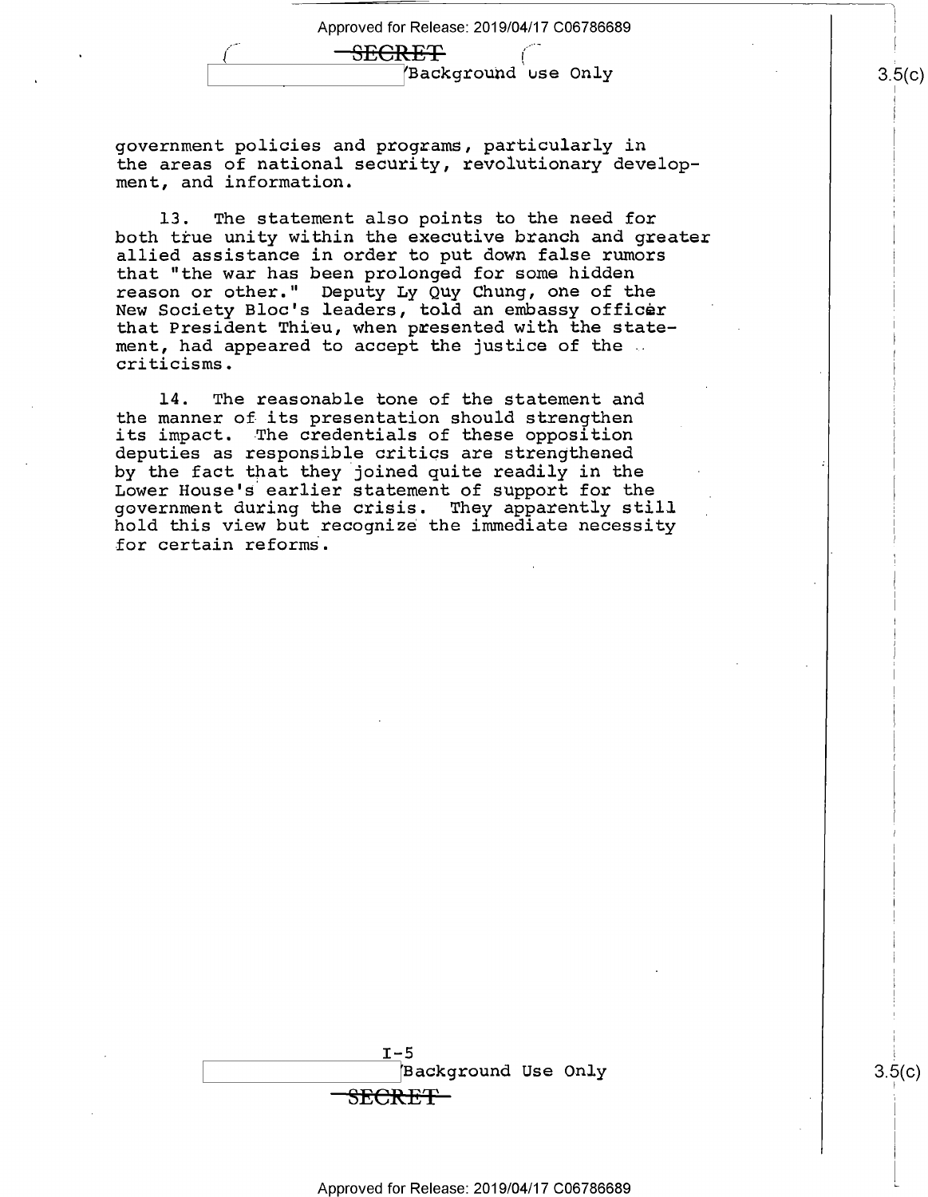government policies and programs, particularly in the areas of national security, revolutionary development, and information.

13. The statement also points to the need for both true unity within the executive branch and greater allied assistance in order to put down false rumors that "the war has been prolonged for some hidden reason or other." Deputy Ly Quy Chung, one of the New Society Bloc's leaders, told an embassy officer that President Thieu, when presented with the statement, had appeared to accept the justice of the criticisms.

14. The reasonable tone of the statement and the manner of its presentation should strengthen its impact. The credentials of these opposition deputies as responsible critics are strengthened by the fact that they joined quite readily in the Lower House's earlier statement of support for the government during the crisis. They apparently still hold this view but recognize the immediate necessity for certain reforms.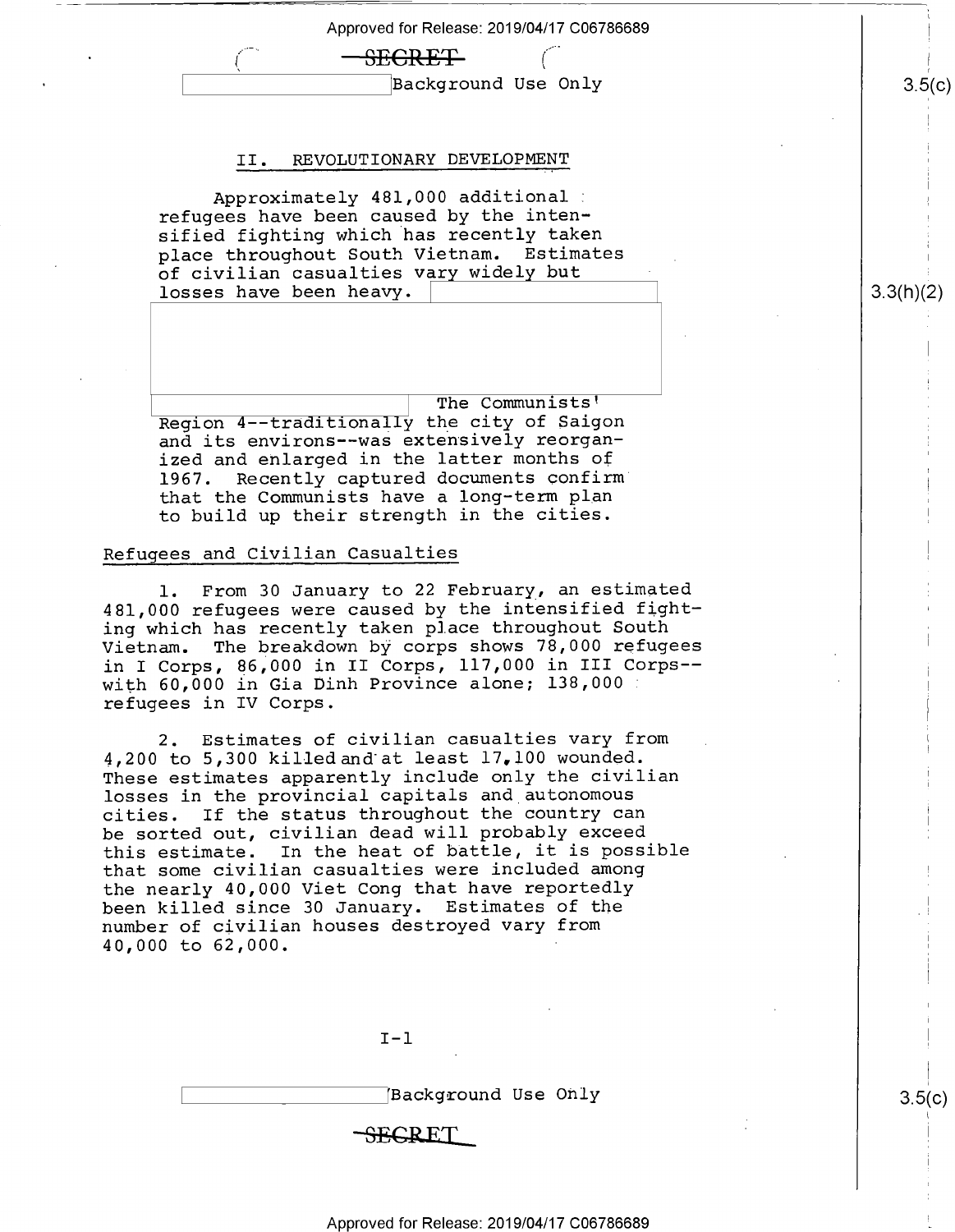## II. REVOLUTIONARY DEVELOPMENT

Approximately 481,000 additional refugees have been caused by the intensified fighting which has recently taken place throughout South Vietnam. Estimates of civilian casualties vary widely but losses have been heavy. The Communists' Region 4--traditionally the city of Saigon and its environs--was extensively reorganized and enlarged in the latter months of 1967. Recently captured documents confirm that the Communists have a long-term plan to build up their strength in the cities.

### Refugees and Civilian Casualties

1. From 30 January to 22 February, an estimated 481,000 refugees were caused by the intensified fighting which has recently taken place throughout South Vietnam. The breakdown by corps shows 78,000 refugees in I Corps, 86,000 in II Corps, 117,000 in III Corps--with 60,000 in Gia Dinh Province alone; 138,000 refugees in IV Corps.

2. Estimates of civilian casualties vary from 4,200 to 5,300 killed and at least 17,100 wounded. These estimates apparently include only the civilian losses in the provincial capitals and autonomous cities. If the status throughout the country can be sorted out, civilian dead will probably exceed this estimate. In the heat of battle, it is possible that some civilian casualties were included among the nearly 40,000 Viet Cong that have reportedly been killed since 30 January. Estimates of the number of civilian houses destroyed vary from 40,000 to 62,000.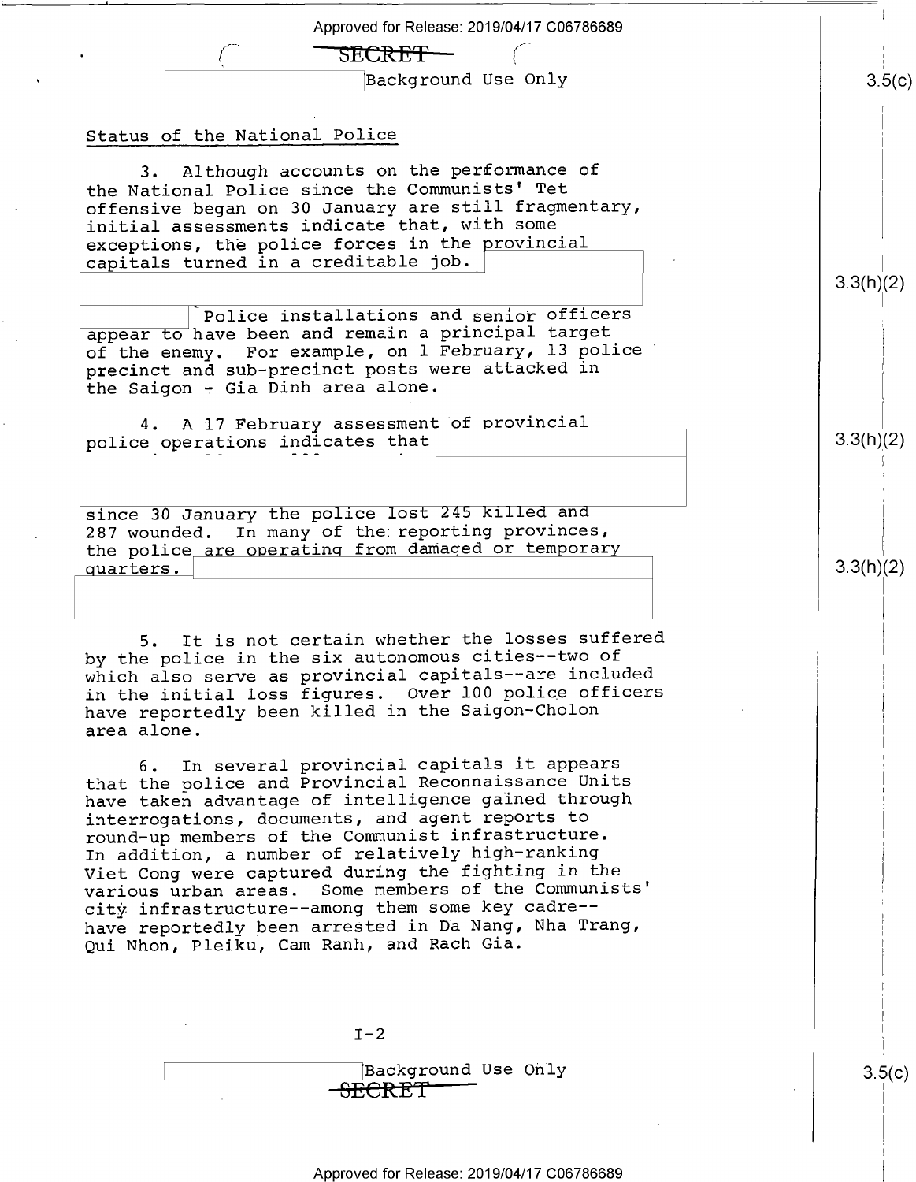SECRET

Background Use Only

## Status of the National Police

3. Although accounts on the performance of the National Police since the Communists' Tet offensive began on 30 January are still fragmentary, initial assessments indicate that, with some exceptions, the police forces in the provincial capitals turned in a creditable job. Police installations and senior officers appear to have been and remain a principal target of the enemy. For example, on 1 February, 13 police precinct and sub-precinct posts were attacked in the Saigon - Gia Dinh area alone.

4. A 17 February assessment of provincial police operations indicates that since 30 January the police lost 245 killed and 287 wounded. In many of the reporting provinces, the police are operating from damaged or temporary quarters.

5. It is not certain whether the losses suffered by the police in the six autonomous cities--two of which also serve as provincial capitals--are included in the initial loss figures. Over 100 police officers have reportedly been killed in the Saigon-Cholon area alone.

6. In several provincial capitals it appears that the police and Provincial Reconnaissance Units have taken advantage of intelligence gained through interrogations, documents, and agent reports to round-up members of the Communist infrastructure. In addition, a number of relatively high-ranking Viet Cong were captured during the fighting in the various urban areas. Some members of the Communists' city infrastructure--among them some key cadre--have reportedly been arrested in Da Nang, Nha Trang, Qui Nhon, Pleiku, Cam Ranh, and Rach Gia.

I-2

Background Use Only

SECRET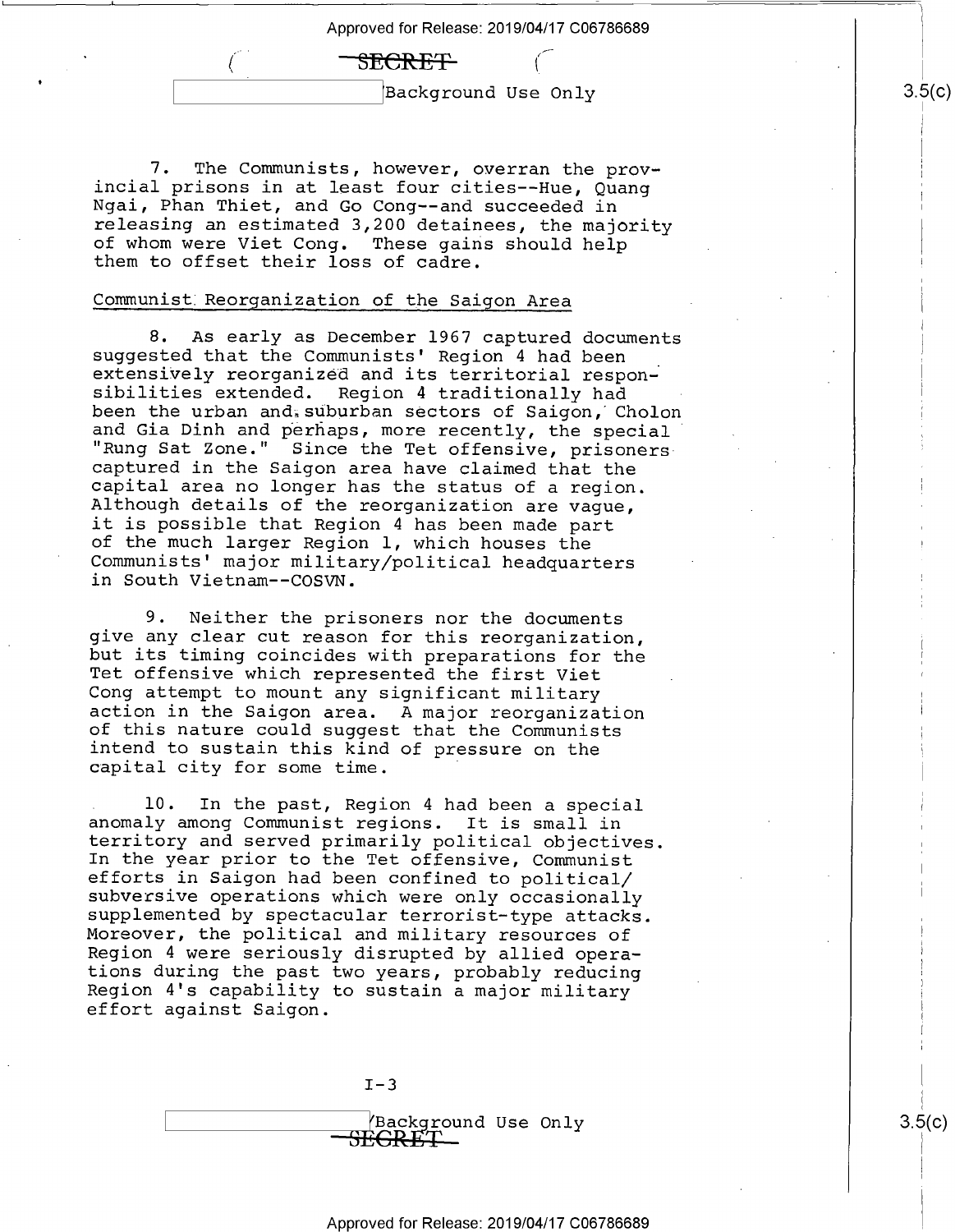7. The Communists, however, overran the provincial prisons in at least four cities--Hue, Quang Ngai, Phan Thiet, and Go Cong--and succeeded in releasing an estimated 3,200 detainees, the majority of whom were Viet Cong. These gains should help them to offset their loss of cadre.

Communist Reorganization of the Saigon Area

8. As early as December 1967 captured documents suggested that the Communists' Region 4 had been extensively reorganized and its territorial responsibilities extended. Region 4 traditionally had been the urban and suburban sectors of Saigon, Cholon and Gia Dinh and perhaps, more recently, the special "Rung Sat Zone." Since the Tet offensive, prisoners captured in the Saigon area have claimed that the capital area no longer has the status of a region. Although details of the reorganization are vague, it is possible that Region 4 has been made part of the much larger Region 1, which houses the Communists' major military/political headquarters in South Vietnam--COSVN.

9. Neither the prisoners nor the documents give any clear cut reason for this reorganization, but its timing coincides with preparations for the Tet offensive which represented the first Viet Cong attempt to mount any significant military action in the Saigon area. A major reorganization of this nature could suggest that the Communists intend to sustain this kind of pressure on the capital city for some time.

10. In the past, Region 4 had been a special anomaly among Communist regions. It is small in territory and served primarily political objectives. In the year prior to the Tet offensive, Communist efforts in Saigon had been confined to political/subversive operations which were only occasionally supplemented by spectacular terrorist-type attacks. Moreover, the political and military resources of Region 4 were seriously disrupted by allied operations during the past two years, probably reducing Region 4's capability to sustain a major military effort against Saigon.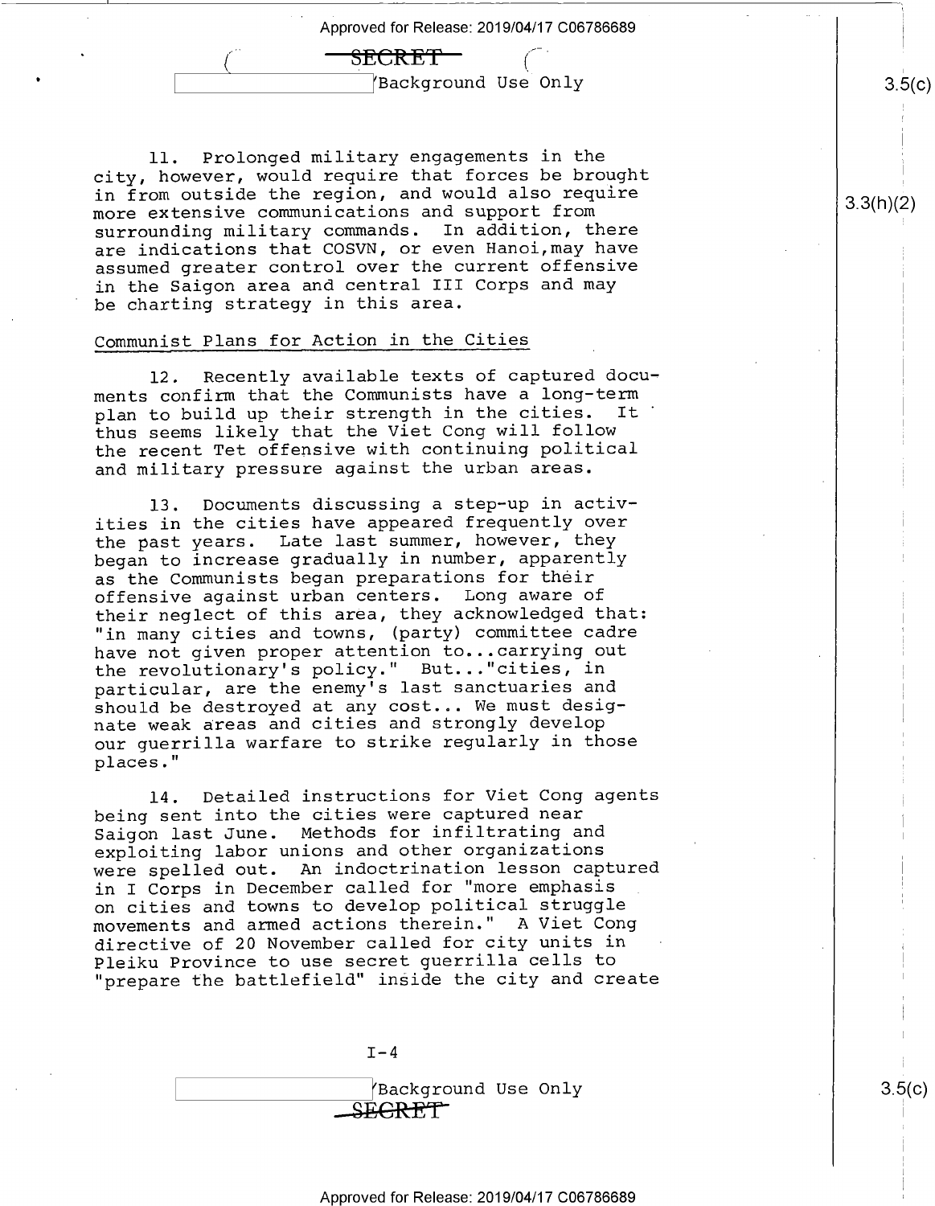11. Prolonged military engagements in the city, however, would require that forces be brought in from outside the region, and would also require more extensive communications and support from surrounding military commands. In addition, there are indications that COSVN, or even Hanoi, may have assumed greater control over the current offensive in the Saigon area and central III Corps and may be charting strategy in this area.

Communist Plans for Action in the Cities

12. Recently available texts of captured documents confirm that the Communists have a long-term plan to build up their strength in the cities. It thus seems likely that the Viet Cong will follow the recent Tet offensive with continuing political and military pressure against the urban areas.

13. Documents discussing a step-up in activities in the cities have appeared frequently over the past years. Late last summer, however, they began to increase gradually in number, apparently as the Communists began preparations for their offensive against urban centers. Long aware of their neglect of this area, they acknowledged that: "in many cities and towns, (party) committee cadre have not given proper attention to...carrying out the revolutionary's policy." But..."cities, in particular, are the enemy's last sanctuaries and should be destroyed at any cost... We must designate weak areas and cities and strongly develop our guerrilla warfare to strike regularly in those places."

14. Detailed instructions for Viet Cong agents being sent into the cities were captured near Saigon last June. Methods for infiltrating and exploiting labor unions and other organizations were spelled out. An indoctrination lesson captured in I Corps in December called for "more emphasis on cities and towns to develop political struggle movements and armed actions therein." A Viet Cong directive of 20 November called for city units in Pleiku Province to use secret guerrilla cells to "prepare the battlefield" inside the city and create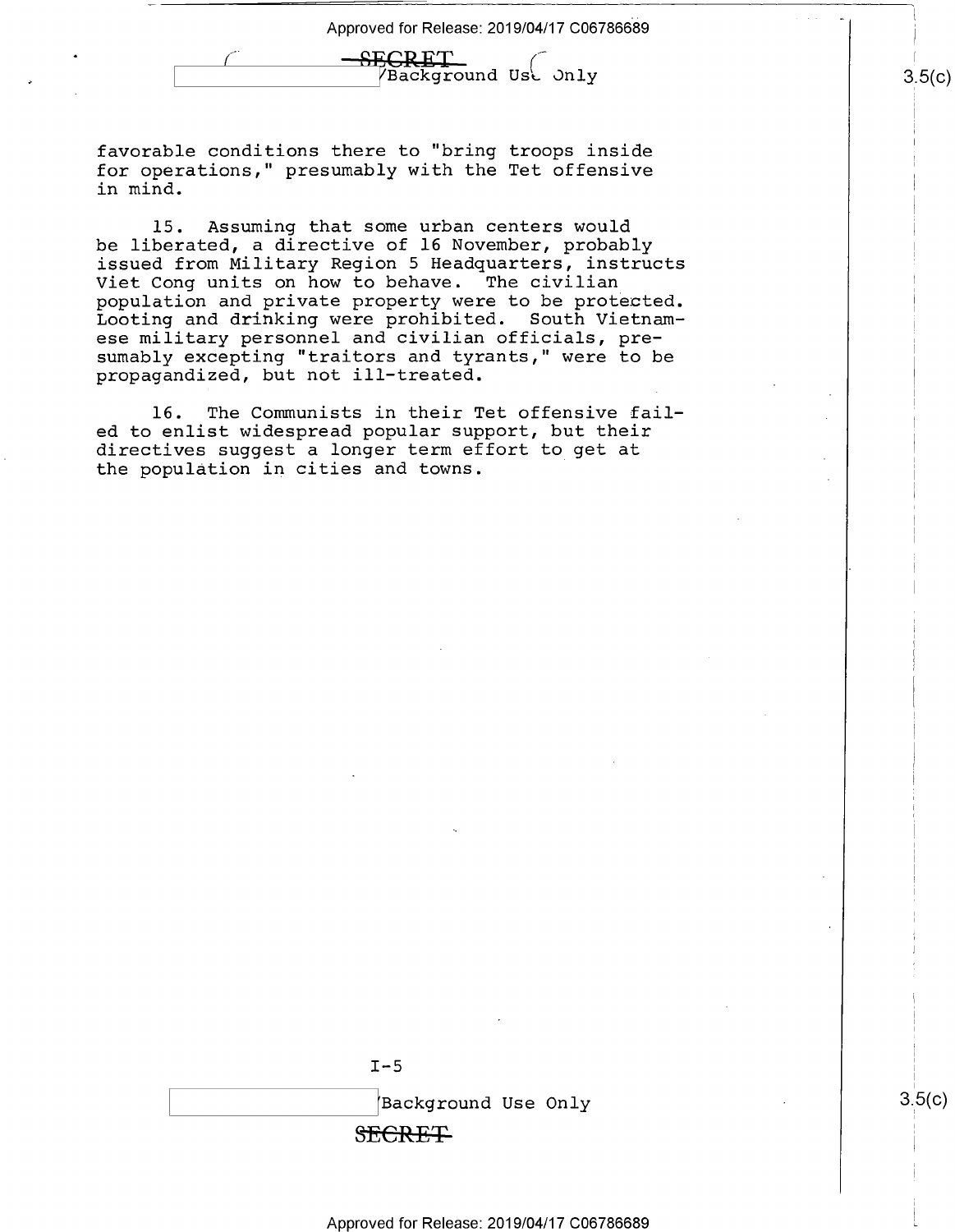favorable conditions there to "bring troops inside for operations," presumably with the Tet offensive in mind.

15. Assuming that some urban centers would be liberated, a directive of 16 November, probably issued from Military Region 5 Headquarters, instructs Viet Cong units on how to behave. The civilian population and private property were to be protected. Looting and drinking were prohibited. South Vietnamese military personnel and civilian officials, presumably excepting "traitors and tyrants," were to be propagandized, but not ill-treated.

16. The Communists in their Tet offensive failed to enlist widespread popular support, but their directives suggest a longer term effort to get at the population in cities and towns.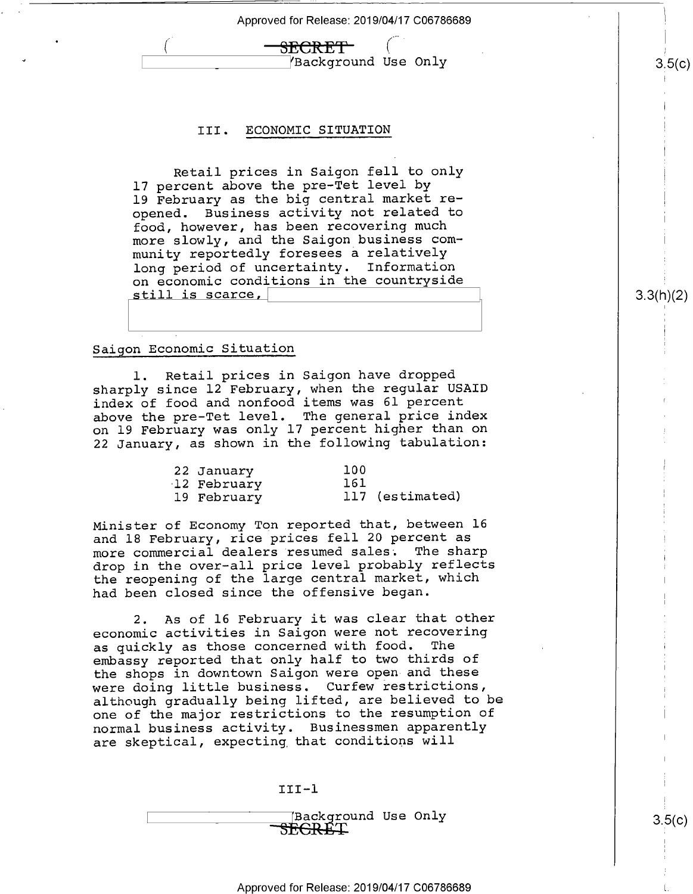## III. ECONOMIC SITUATION

Retail prices in Saigon fell to only 17 percent above the pre-Tet level by 19 February as the big central market reopened. Business activity not related to food, however, has been recovering much more slowly, and the Saigon business community reportedly foresees a relatively long period of uncertainty. Information on economic conditions in the countryside still is scarce,

### Saigon Economic Situation

1. Retail prices in Saigon have dropped sharply since 12 February, when the regular USAID index of food and nonfood items was 61 percent above the pre-Tet level. The general price index on 19 February was only 17 percent higher than on 22 January, as shown in the following tabulation:

| | |
|---|---|
| 22 January | 100 |
| 12 February | 161 |
| 19 February | 117 (estimated) |

Minister of Economy Ton reported that, between 16 and 18 February, rice prices fell 20 percent as more commercial dealers resumed sales. The sharp drop in the over-all price level probably reflects the reopening of the large central market, which had been closed since the offensive began.

2. As of 16 February it was clear that other economic activities in Saigon were not recovering as quickly as those concerned with food. The embassy reported that only half to two thirds of the shops in downtown Saigon were open and these were doing little business. Curfew restrictions, although gradually being lifted, are believed to be one of the major restrictions to the resumption of normal business activity. Businessmen apparently are skeptical, expecting that conditions will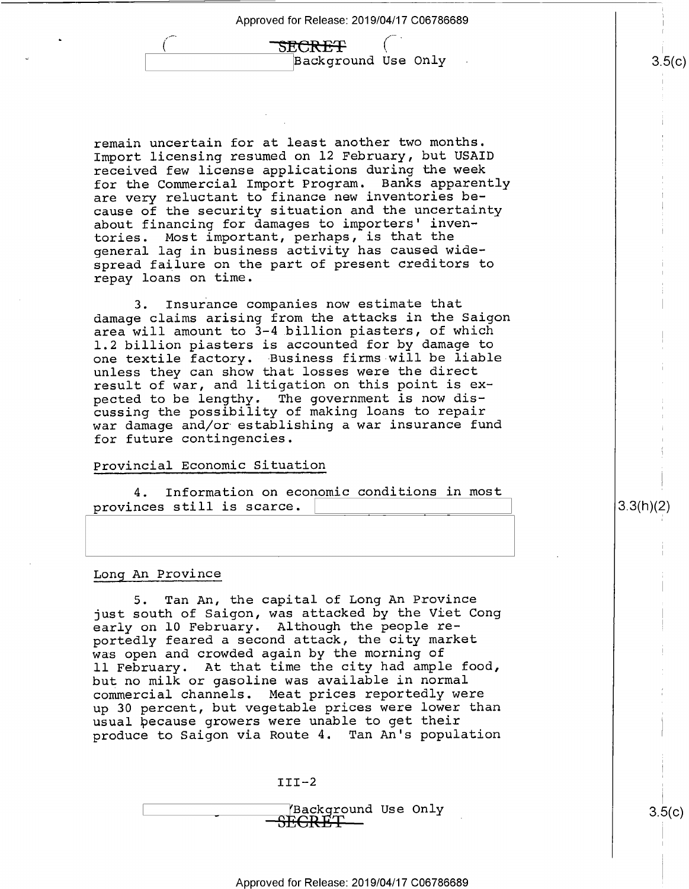remain uncertain for at least another two months. Import licensing resumed on 12 February, but USAID received few license applications during the week for the Commercial Import Program. Banks apparently are very reluctant to finance new inventories because of the security situation and the uncertainty about financing for damages to importers' inventories. Most important, perhaps, is that the general lag in business activity has caused widespread failure on the part of present creditors to repay loans on time.

3. Insurance companies now estimate that damage claims arising from the attacks in the Saigon area will amount to 3-4 billion piasters, of which 1.2 billion piasters is accounted for by damage to one textile factory. Business firms will be liable unless they can show that losses were the direct result of war, and litigation on this point is expected to be lengthy. The government is now discussing the possibility of making loans to repair war damage and/or establishing a war insurance fund for future contingencies.

Provincial Economic Situation

4. Information on economic conditions in most provinces still is scarce.

Long An Province

5. Tan An, the capital of Long An Province just south of Saigon, was attacked by the Viet Cong early on 10 February. Although the people reportedly feared a second attack, the city market was open and crowded again by the morning of 11 February. At that time the city had ample food, but no milk or gasoline was available in normal commercial channels. Meat prices reportedly were up 30 percent, but vegetable prices were lower than usual because growers were unable to get their produce to Saigon via Route 4. Tan An's population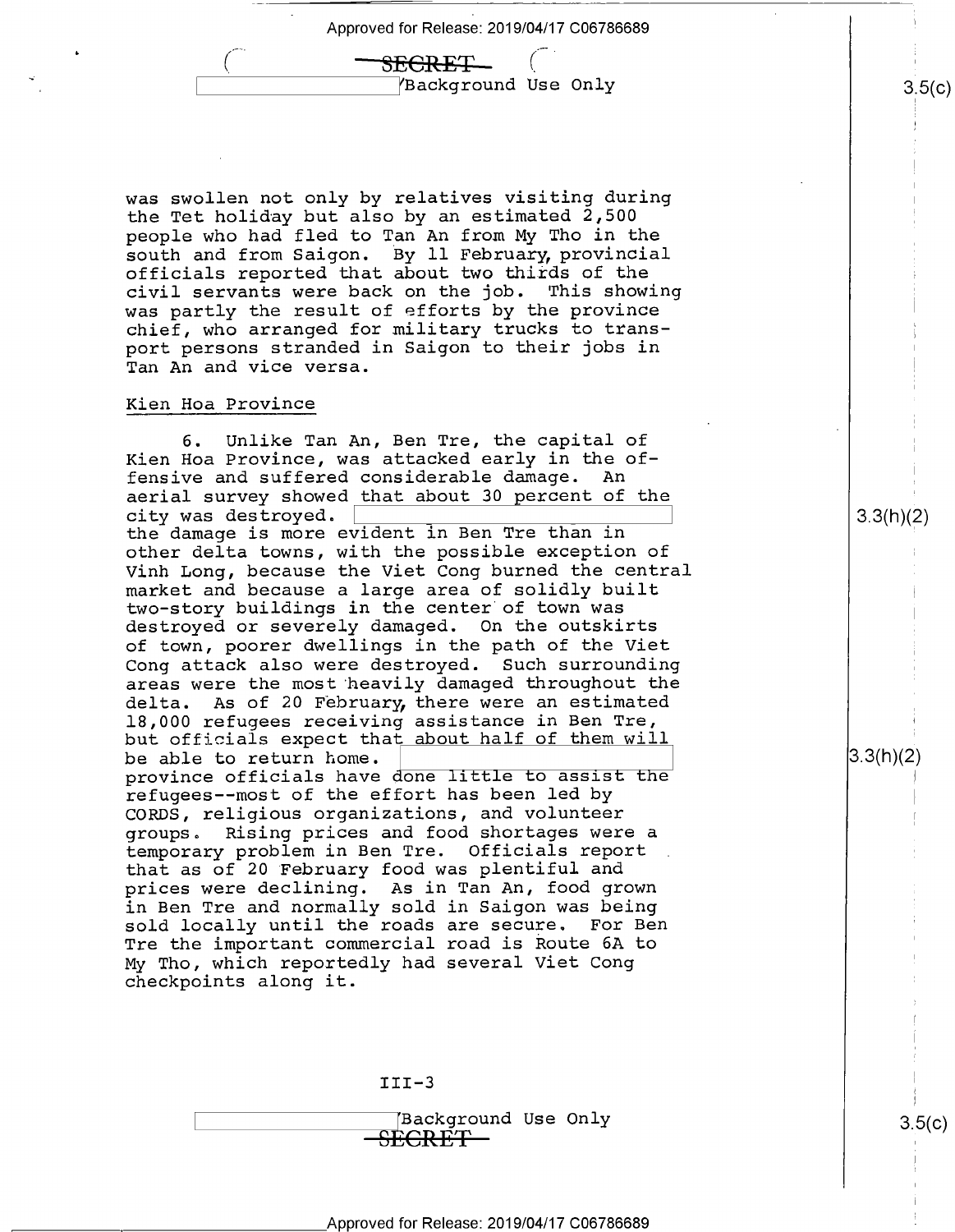was swollen not only by relatives visiting during the Tet holiday but also by an estimated 2,500 people who had fled to Tan An from My Tho in the south and from Saigon. By 11 February, provincial officials reported that about two thirds of the civil servants were back on the job. This showing was partly the result of efforts by the province chief, who arranged for military trucks to transport persons stranded in Saigon to their jobs in Tan An and vice versa.

Kien Hoa Province

6. Unlike Tan An, Ben Tre, the capital of Kien Hoa Province, was attacked early in the offensive and suffered considerable damage. An aerial survey showed that about 30 percent of the city was destroyed. [redacted] the damage is more evident in Ben Tre than in other delta towns, with the possible exception of Vinh Long, because the Viet Cong burned the central market and because a large area of solidly built two-story buildings in the center of town was destroyed or severely damaged. On the outskirts of town, poorer dwellings in the path of the Viet Cong attack also were destroyed. Such surrounding areas were the most heavily damaged throughout the delta. As of 20 February, there were an estimated 18,000 refugees receiving assistance in Ben Tre, but officials expect that about half of them will be able to return home. [redacted] province officials have done little to assist the refugees--most of the effort has been led by CORDS, religious organizations, and volunteer groups. Rising prices and food shortages were a temporary problem in Ben Tre. Officials report that as of 20 February food was plentiful and prices were declining. As in Tan An, food grown in Ben Tre and normally sold in Saigon was being sold locally until the roads are secure. For Ben Tre the important commercial road is Route 6A to My Tho, which reportedly had several Viet Cong checkpoints along it.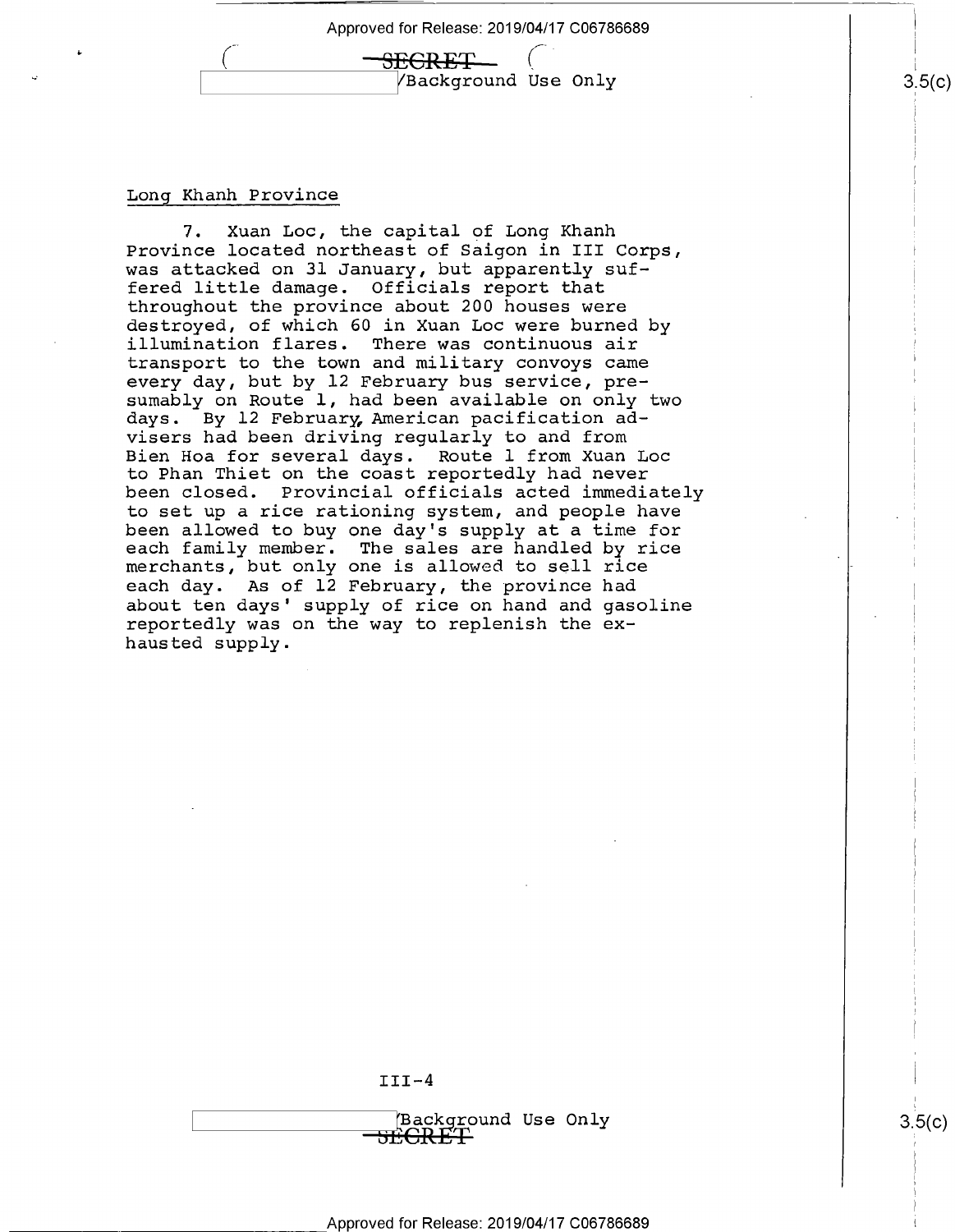## Long Khanh Province

7. Xuan Loc, the capital of Long Khanh Province located northeast of Saigon in III Corps, was attacked on 31 January, but apparently suffered little damage. Officials report that throughout the province about 200 houses were destroyed, of which 60 in Xuan Loc were burned by illumination flares. There was continuous air transport to the town and military convoys came every day, but by 12 February bus service, presumably on Route 1, had been available on only two days. By 12 February, American pacification advisers had been driving regularly to and from Bien Hoa for several days. Route 1 from Xuan Loc to Phan Thiet on the coast reportedly had never been closed. Provincial officials acted immediately to set up a rice rationing system, and people have been allowed to buy one day's supply at a time for each family member. The sales are handled by rice merchants, but only one is allowed to sell rice each day. As of 12 February, the province had about ten days' supply of rice on hand and gasoline reportedly was on the way to replenish the exhausted supply.